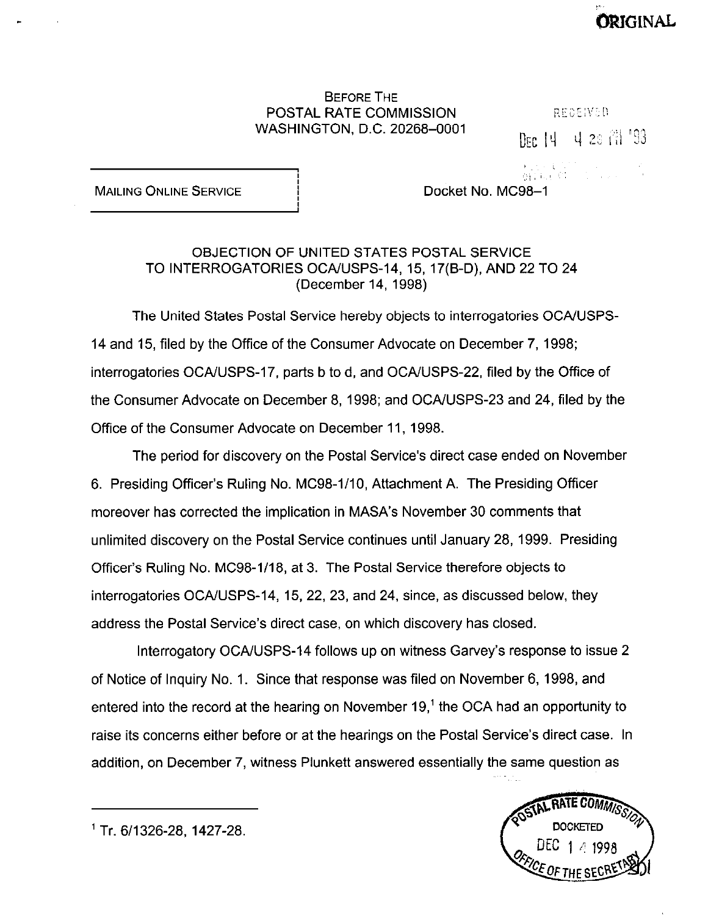ORIGINAL

BEFORE THE
POSTAL RATE COMMISSION
WASHINGTON, D.C. 20268–0001

RECEIVED
DEC 14 4 28 PM '98

MAILING ONLINE SERVICE

Docket No. MC98–1

OBJECTION OF UNITED STATES POSTAL SERVICE
TO INTERROGATORIES OCA/USPS-14, 15, 17(B-D), AND 22 TO 24
(December 14, 1998)

The United States Postal Service hereby objects to interrogatories OCA/USPS-14 and 15, filed by the Office of the Consumer Advocate on December 7, 1998; interrogatories OCA/USPS-17, parts b to d, and OCA/USPS-22, filed by the Office of the Consumer Advocate on December 8, 1998; and OCA/USPS-23 and 24, filed by the Office of the Consumer Advocate on December 11, 1998.

The period for discovery on the Postal Service's direct case ended on November 6. Presiding Officer's Ruling No. MC98-1/10, Attachment A. The Presiding Officer moreover has corrected the implication in MASA's November 30 comments that unlimited discovery on the Postal Service continues until January 28, 1999. Presiding Officer's Ruling No. MC98-1/18, at 3. The Postal Service therefore objects to interrogatories OCA/USPS-14, 15, 22, 23, and 24, since, as discussed below, they address the Postal Service's direct case, on which discovery has closed.

Interrogatory OCA/USPS-14 follows up on witness Garvey's response to issue 2 of Notice of Inquiry No. 1. Since that response was filed on November 6, 1998, and entered into the record at the hearing on November 19,[1] the OCA had an opportunity to raise its concerns either before or at the hearings on the Postal Service's direct case. In addition, on December 7, witness Plunkett answered essentially the same question as

[1] Tr. 6/1326-28, 1427-28.

POSTAL RATE COMMISSION
DOCKETED
DEC 14 1998
OFFICE OF THE SECRETARY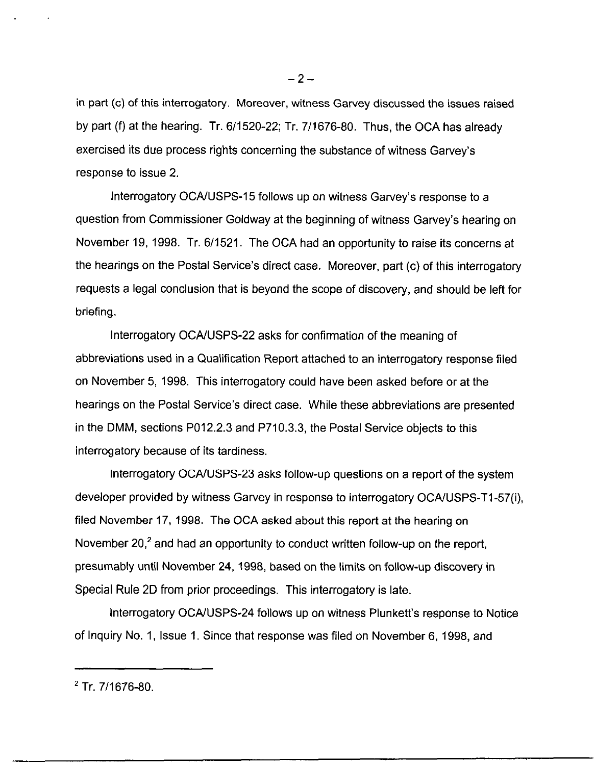in part (c) of this interrogatory. Moreover, witness Garvey discussed the issues raised by part (f) at the hearing. Tr. 6/1520-22; Tr. 7/1676-80. Thus, the OCA has already exercised its due process rights concerning the substance of witness Garvey's response to issue 2.

Interrogatory OCA/USPS-15 follows up on witness Garvey's response to a question from Commissioner Goldway at the beginning of witness Garvey's hearing on November 19, 1998. Tr. 6/1521. The OCA had an opportunity to raise its concerns at the hearings on the Postal Service's direct case. Moreover, part (c) of this interrogatory requests a legal conclusion that is beyond the scope of discovery, and should be left for briefing.

Interrogatory OCA/USPS-22 asks for confirmation of the meaning of abbreviations used in a Qualification Report attached to an interrogatory response filed on November 5, 1998. This interrogatory could have been asked before or at the hearings on the Postal Service's direct case. While these abbreviations are presented in the DMM, sections P012.2.3 and P710.3.3, the Postal Service objects to this interrogatory because of its tardiness.

Interrogatory OCA/USPS-23 asks follow-up questions on a report of the system developer provided by witness Garvey in response to interrogatory OCA/USPS-T1-57(i), filed November 17, 1998. The OCA asked about this report at the hearing on November 20,[2] and had an opportunity to conduct written follow-up on the report, presumably until November 24, 1998, based on the limits on follow-up discovery in Special Rule 2D from prior proceedings. This interrogatory is late.

Interrogatory OCA/USPS-24 follows up on witness Plunkett's response to Notice of Inquiry No. 1, Issue 1. Since that response was filed on November 6, 1998, and

---

[2] Tr. 7/1676-80.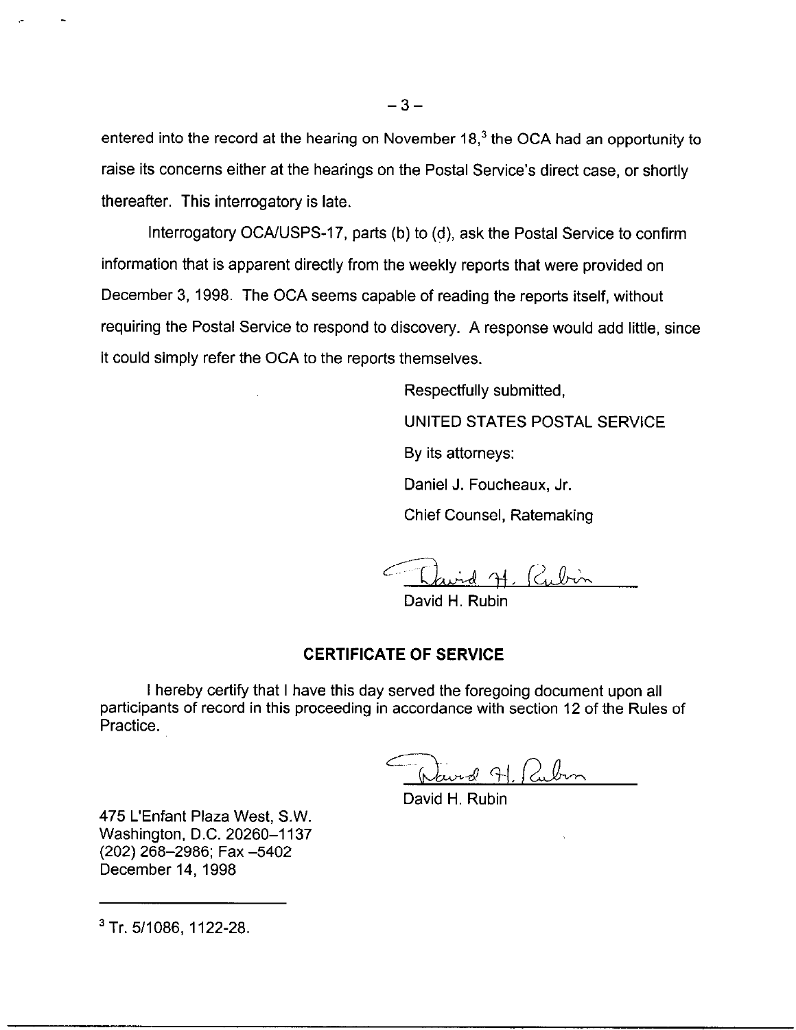entered into the record at the hearing on November 18,[3] the OCA had an opportunity to raise its concerns either at the hearings on the Postal Service's direct case, or shortly thereafter. This interrogatory is late.

Interrogatory OCA/USPS-17, parts (b) to (d), ask the Postal Service to confirm information that is apparent directly from the weekly reports that were provided on December 3, 1998. The OCA seems capable of reading the reports itself, without requiring the Postal Service to respond to discovery. A response would add little, since it could simply refer the OCA to the reports themselves.

Respectfully submitted,

UNITED STATES POSTAL SERVICE

By its attorneys:

Daniel J. Foucheaux, Jr.

Chief Counsel, Ratemaking

David H. Rubin

## CERTIFICATE OF SERVICE

I hereby certify that I have this day served the foregoing document upon all participants of record in this proceeding in accordance with section 12 of the Rules of Practice.

David H. Rubin

475 L'Enfant Plaza West, S.W.
Washington, D.C. 20260–1137
(202) 268–2986; Fax –5402
December 14, 1998

[3] Tr. 5/1086, 1122-28.